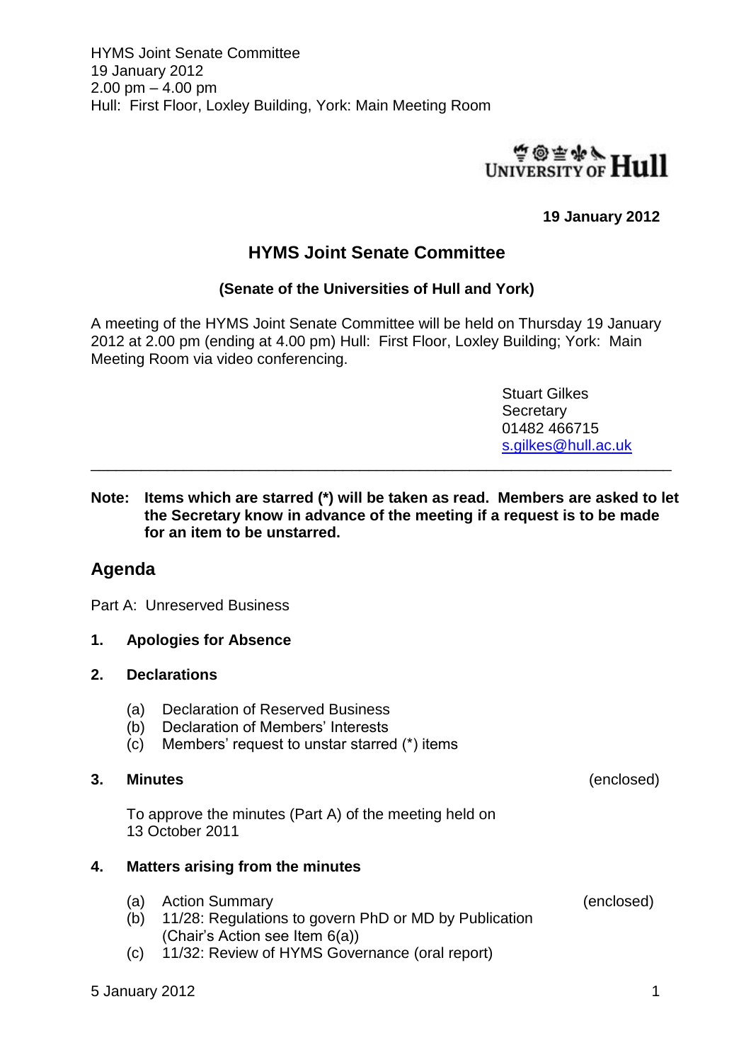HYMS Joint Senate Committee
19 January 2012
2.00 pm – 4.00 pm
Hull: First Floor, Loxley Building, York: Main Meeting Room

UNIVERSITY OF Hull

**19 January 2012**

## HYMS Joint Senate Committee

**(Senate of the Universities of Hull and York)**

A meeting of the HYMS Joint Senate Committee will be held on Thursday 19 January 2012 at 2.00 pm (ending at 4.00 pm) Hull: First Floor, Loxley Building; York: Main Meeting Room via video conferencing.

Stuart Gilkes
Secretary
01482 466715
s.gilkes@hull.ac.uk

---

**Note: Items which are starred (*) will be taken as read. Members are asked to let the Secretary know in advance of the meeting if a request is to be made for an item to be unstarred.**

## Agenda

Part A: Unreserved Business

**1. Apologies for Absence**

**2. Declarations**

(a) Declaration of Reserved Business
(b) Declaration of Members' Interests
(c) Members' request to unstar starred (*) items

**3. Minutes** (enclosed)

To approve the minutes (Part A) of the meeting held on 13 October 2011

**4. Matters arising from the minutes**

(a) Action Summary (enclosed)
(b) 11/28: Regulations to govern PhD or MD by Publication (Chair's Action see Item 6(a))
(c) 11/32: Review of HYMS Governance (oral report)

5 January 2012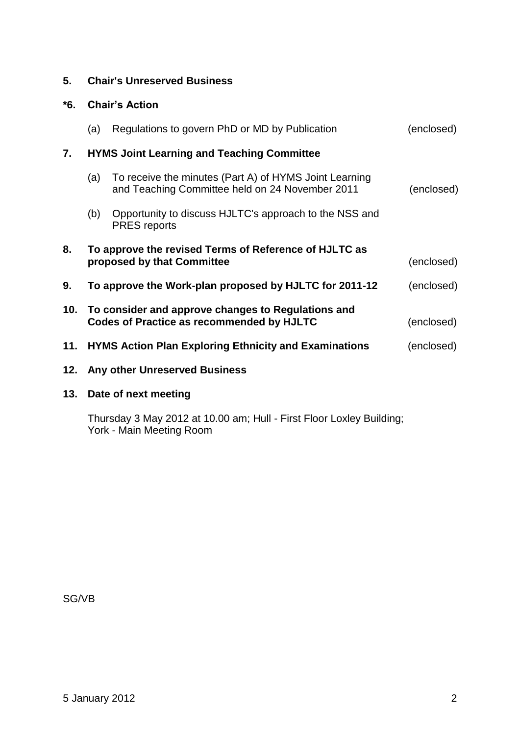**5. Chair's Unreserved Business**

**\*6. Chair's Action**

(a) Regulations to govern PhD or MD by Publication (enclosed)

**7. HYMS Joint Learning and Teaching Committee**

(a) To receive the minutes (Part A) of HYMS Joint Learning and Teaching Committee held on 24 November 2011 (enclosed)

(b) Opportunity to discuss HJLTC's approach to the NSS and PRES reports

**8. To approve the revised Terms of Reference of HJLTC as proposed by that Committee** (enclosed)

**9. To approve the Work-plan proposed by HJLTC for 2011-12** (enclosed)

**10. To consider and approve changes to Regulations and Codes of Practice as recommended by HJLTC** (enclosed)

**11. HYMS Action Plan Exploring Ethnicity and Examinations** (enclosed)

**12. Any other Unreserved Business**

**13. Date of next meeting**

Thursday 3 May 2012 at 10.00 am; Hull - First Floor Loxley Building; York - Main Meeting Room

SG/VB

5 January 2012